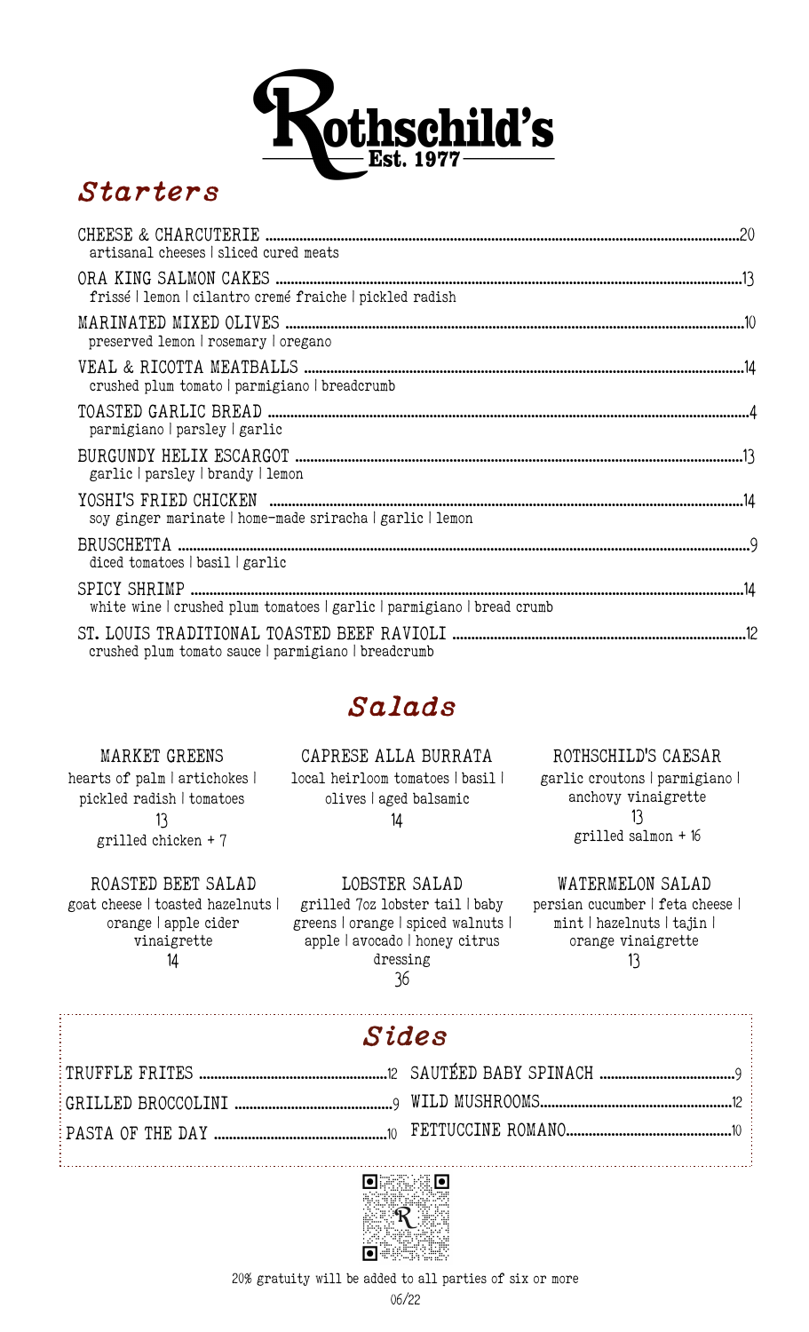# Rothschild's

Est. 1977

## Starters

**CHEESE & CHARCUTERIE** ........ 20
artisanal cheeses | sliced cured meats

**ORA KING SALMON CAKES** ........ 13
frissé | lemon | cilantro cremé fraiche | pickled radish

**MARINATED MIXED OLIVES** ........ 10
preserved lemon | rosemary | oregano

**VEAL & RICOTTA MEATBALLS** ........ 14
crushed plum tomato | parmigiano | breadcrumb

**TOASTED GARLIC BREAD** ........ 4
parmigiano | parsley | garlic

**BURGUNDY HELIX ESCARGOT** ........ 13
garlic | parsley | brandy | lemon

**YOSHI'S FRIED CHICKEN** ........ 14
soy ginger marinate | home-made sriracha | garlic | lemon

**BRUSCHETTA** ........ 9
diced tomatoes | basil | garlic

**SPICY SHRIMP** ........ 14
white wine | crushed plum tomatoes | garlic | parmigiano | bread crumb

**ST. LOUIS TRADITIONAL TOASTED BEEF RAVIOLI** ........ 12
crushed plum tomato sauce | parmigiano | breadcrumb

## Salads

**MARKET GREENS**
hearts of palm | artichokes | pickled radish | tomatoes
13
grilled chicken + 7

**CAPRESE ALLA BURRATA**
local heirloom tomatoes | basil | olives | aged balsamic
14

**ROTHSCHILD'S CAESAR**
garlic croutons | parmigiano | anchovy vinaigrette
13
grilled salmon + 16

**ROASTED BEET SALAD**
goat cheese | toasted hazelnuts | orange | apple cider vinaigrette
14

**LOBSTER SALAD**
grilled 7oz lobster tail | baby greens | orange | spiced walnuts | apple | avocado | honey citrus dressing
36

**WATERMELON SALAD**
persian cucumber | feta cheese | mint | hazelnuts | tajin | orange vinaigrette
13

## Sides

TRUFFLE FRITES ........ 12
GRILLED BROCCOLINI ........ 9
PASTA OF THE DAY ........ 10
SAUTÉED BABY SPINACH ........ 9
WILD MUSHROOMS ........ 12
FETTUCCINE ROMANO ........ 10

20% gratuity will be added to all parties of six or more

06/22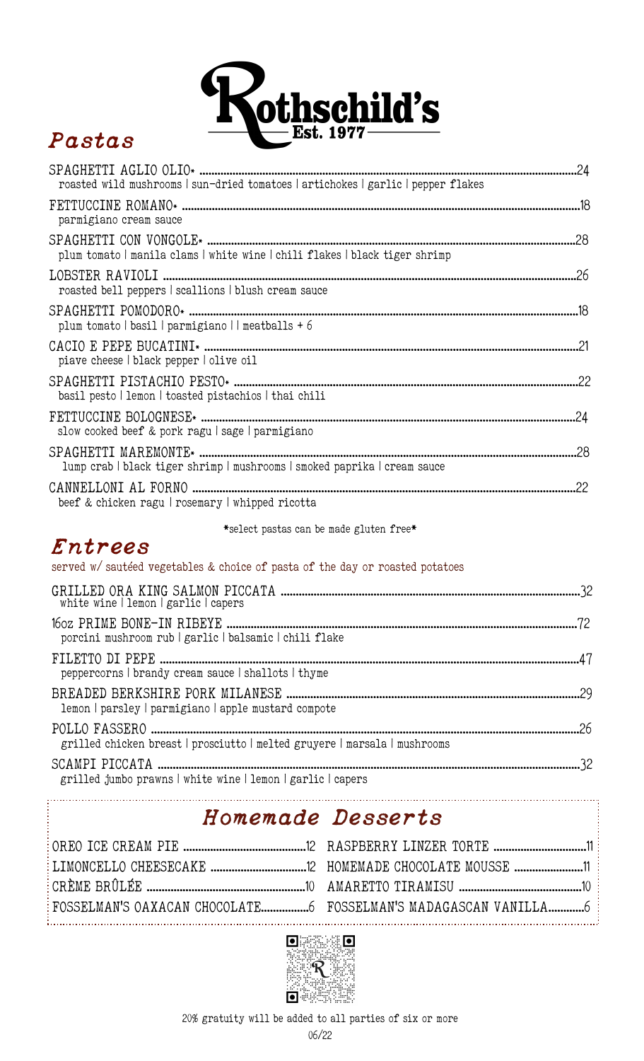# Rothschild's

Est. 1977

## Pastas

SPAGHETTI AGLIO OLIO* ........ 24
roasted wild mushrooms | sun-dried tomatoes | artichokes | garlic | pepper flakes

FETTUCCINE ROMANO* ........ 18
parmigiano cream sauce

SPAGHETTI CON VONGOLE* ........ 28
plum tomato | manila clams | white wine | chili flakes | black tiger shrimp

LOBSTER RAVIOLI ........ 26
roasted bell peppers | scallions | blush cream sauce

SPAGHETTI POMODORO* ........ 18
plum tomato | basil | parmigiano | | meatballs + 6

CACIO E PEPE BUCATINI* ........ 21
piave cheese | black pepper | olive oil

SPAGHETTI PISTACHIO PESTO* ........ 22
basil pesto | lemon | toasted pistachios | thai chili

FETTUCCINE BOLOGNESE* ........ 24
slow cooked beef & pork ragu | sage | parmigiano

SPAGHETTI MAREMONTE* ........ 28
lump crab | black tiger shrimp | mushrooms | smoked paprika | cream sauce

CANNELLONI AL FORNO ........ 22
beef & chicken ragu | rosemary | whipped ricotta

*select pastas can be made gluten free*

## Entrees

served w/ sautéed vegetables & choice of pasta of the day or roasted potatoes

GRILLED ORA KING SALMON PICCATA ........ 32
white wine | lemon | garlic | capers

16oz PRIME BONE-IN RIBEYE ........ 72
porcini mushroom rub | garlic | balsamic | chili flake

FILETTO DI PEPE ........ 47
peppercorns | brandy cream sauce | shallots | thyme

BREADED BERKSHIRE PORK MILANESE ........ 29
lemon | parsley | parmigiano | apple mustard compote

POLLO FASSERO ........ 26
grilled chicken breast | prosciutto | melted gruyere | marsala | mushrooms

SCAMPI PICCATA ........ 32
grilled jumbo prawns | white wine | lemon | garlic | capers

## Homemade Desserts

OREO ICE CREAM PIE ........ 12

LIMONCELLO CHEESECAKE ........ 12

CRÈME BRÛLÉE ........ 10

FOSSELMAN'S OAXACAN CHOCOLATE........ 6

RASPBERRY LINZER TORTE ........ 11

HOMEMADE CHOCOLATE MOUSSE ........ 11

AMARETTO TIRAMISU ........ 10

FOSSELMAN'S MADAGASCAN VANILLA........ 6

20% gratuity will be added to all parties of six or more

06/22